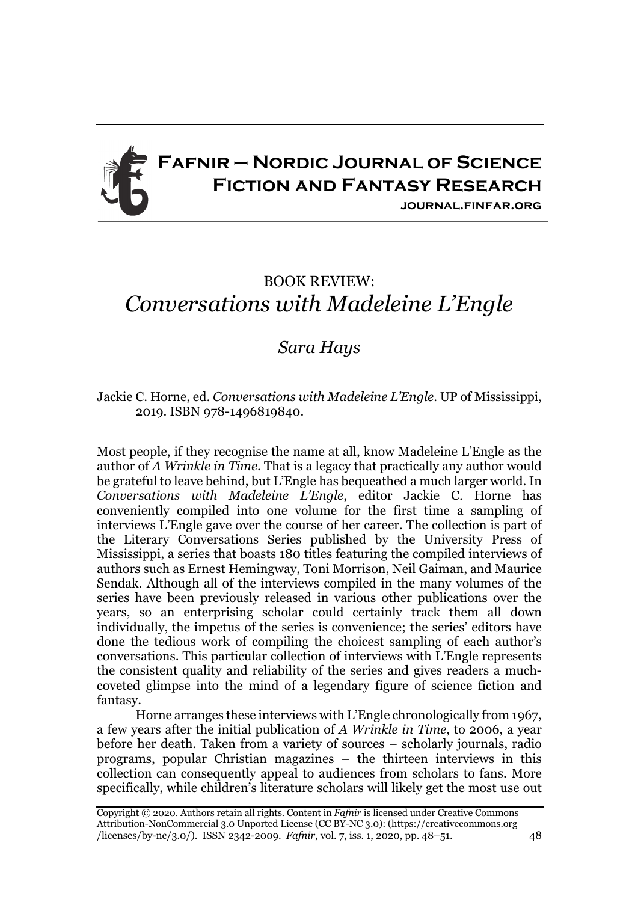# Fafnir – Nordic Journal of Science Fiction and Fantasy Research

journal.finfar.org

## BOOK REVIEW: *Conversations with Madeleine L'Engle*

### *Sara Hays*

Jackie C. Horne, ed. *Conversations with Madeleine L'Engle*. UP of Mississippi, 2019. ISBN 978-1496819840.

Most people, if they recognise the name at all, know Madeleine L'Engle as the author of *A Wrinkle in Time*. That is a legacy that practically any author would be grateful to leave behind, but L'Engle has bequeathed a much larger world. In *Conversations with Madeleine L'Engle*, editor Jackie C. Horne has conveniently compiled into one volume for the first time a sampling of interviews L'Engle gave over the course of her career. The collection is part of the Literary Conversations Series published by the University Press of Mississippi, a series that boasts 180 titles featuring the compiled interviews of authors such as Ernest Hemingway, Toni Morrison, Neil Gaiman, and Maurice Sendak. Although all of the interviews compiled in the many volumes of the series have been previously released in various other publications over the years, so an enterprising scholar could certainly track them all down individually, the impetus of the series is convenience; the series' editors have done the tedious work of compiling the choicest sampling of each author's conversations. This particular collection of interviews with L'Engle represents the consistent quality and reliability of the series and gives readers a much-coveted glimpse into the mind of a legendary figure of science fiction and fantasy.

Horne arranges these interviews with L'Engle chronologically from 1967, a few years after the initial publication of *A Wrinkle in Time*, to 2006, a year before her death. Taken from a variety of sources – scholarly journals, radio programs, popular Christian magazines – the thirteen interviews in this collection can consequently appeal to audiences from scholars to fans. More specifically, while children's literature scholars will likely get the most use out

Copyright © 2020. Authors retain all rights. Content in *Fafnir* is licensed under Creative Commons Attribution-NonCommercial 3.0 Unported License (CC BY-NC 3.0): (https://creativecommons.org/licenses/by-nc/3.0/). ISSN 2342-2009.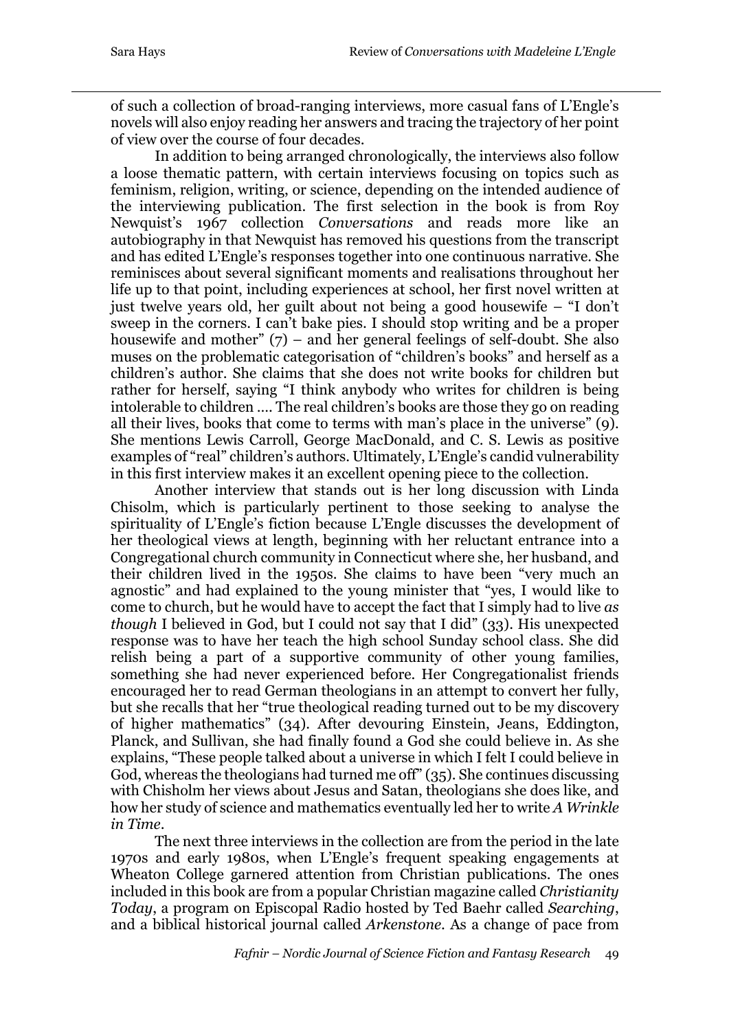of such a collection of broad-ranging interviews, more casual fans of L'Engle's novels will also enjoy reading her answers and tracing the trajectory of her point of view over the course of four decades.

In addition to being arranged chronologically, the interviews also follow a loose thematic pattern, with certain interviews focusing on topics such as feminism, religion, writing, or science, depending on the intended audience of the interviewing publication. The first selection in the book is from Roy Newquist's 1967 collection *Conversations* and reads more like an autobiography in that Newquist has removed his questions from the transcript and has edited L'Engle's responses together into one continuous narrative. She reminisces about several significant moments and realisations throughout her life up to that point, including experiences at school, her first novel written at just twelve years old, her guilt about not being a good housewife – "I don't sweep in the corners. I can't bake pies. I should stop writing and be a proper housewife and mother" (7) – and her general feelings of self-doubt. She also muses on the problematic categorisation of "children's books" and herself as a children's author. She claims that she does not write books for children but rather for herself, saying "I think anybody who writes for children is being intolerable to children .... The real children's books are those they go on reading all their lives, books that come to terms with man's place in the universe" (9). She mentions Lewis Carroll, George MacDonald, and C. S. Lewis as positive examples of "real" children's authors. Ultimately, L'Engle's candid vulnerability in this first interview makes it an excellent opening piece to the collection.

Another interview that stands out is her long discussion with Linda Chisolm, which is particularly pertinent to those seeking to analyse the spirituality of L'Engle's fiction because L'Engle discusses the development of her theological views at length, beginning with her reluctant entrance into a Congregational church community in Connecticut where she, her husband, and their children lived in the 1950s. She claims to have been "very much an agnostic" and had explained to the young minister that "yes, I would like to come to church, but he would have to accept the fact that I simply had to live *as though* I believed in God, but I could not say that I did" (33). His unexpected response was to have her teach the high school Sunday school class. She did relish being a part of a supportive community of other young families, something she had never experienced before. Her Congregationalist friends encouraged her to read German theologians in an attempt to convert her fully, but she recalls that her "true theological reading turned out to be my discovery of higher mathematics" (34). After devouring Einstein, Jeans, Eddington, Planck, and Sullivan, she had finally found a God she could believe in. As she explains, "These people talked about a universe in which I felt I could believe in God, whereas the theologians had turned me off" (35). She continues discussing with Chisholm her views about Jesus and Satan, theologians she does like, and how her study of science and mathematics eventually led her to write *A Wrinkle in Time*.

The next three interviews in the collection are from the period in the late 1970s and early 1980s, when L'Engle's frequent speaking engagements at Wheaton College garnered attention from Christian publications. The ones included in this book are from a popular Christian magazine called *Christianity Today*, a program on Episcopal Radio hosted by Ted Baehr called *Searching*, and a biblical historical journal called *Arkenstone*. As a change of pace from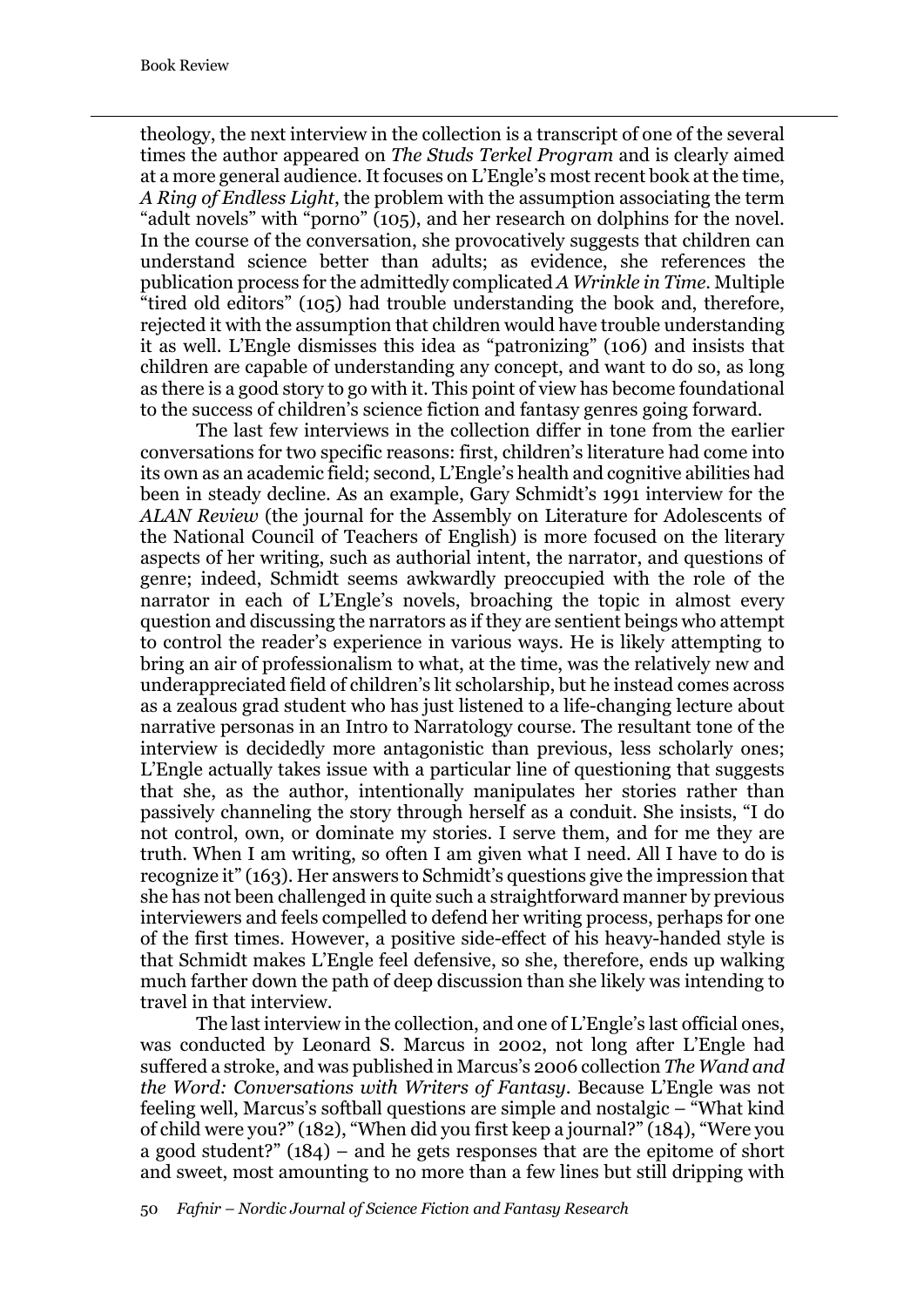theology, the next interview in the collection is a transcript of one of the several times the author appeared on *The Studs Terkel Program* and is clearly aimed at a more general audience. It focuses on L'Engle's most recent book at the time, *A Ring of Endless Light*, the problem with the assumption associating the term "adult novels" with "porno" (105), and her research on dolphins for the novel. In the course of the conversation, she provocatively suggests that children can understand science better than adults; as evidence, she references the publication process for the admittedly complicated *A Wrinkle in Time*. Multiple "tired old editors" (105) had trouble understanding the book and, therefore, rejected it with the assumption that children would have trouble understanding it as well. L'Engle dismisses this idea as "patronizing" (106) and insists that children are capable of understanding any concept, and want to do so, as long as there is a good story to go with it. This point of view has become foundational to the success of children's science fiction and fantasy genres going forward.

The last few interviews in the collection differ in tone from the earlier conversations for two specific reasons: first, children's literature had come into its own as an academic field; second, L'Engle's health and cognitive abilities had been in steady decline. As an example, Gary Schmidt's 1991 interview for the *ALAN Review* (the journal for the Assembly on Literature for Adolescents of the National Council of Teachers of English) is more focused on the literary aspects of her writing, such as authorial intent, the narrator, and questions of genre; indeed, Schmidt seems awkwardly preoccupied with the role of the narrator in each of L'Engle's novels, broaching the topic in almost every question and discussing the narrators as if they are sentient beings who attempt to control the reader's experience in various ways. He is likely attempting to bring an air of professionalism to what, at the time, was the relatively new and underappreciated field of children's lit scholarship, but he instead comes across as a zealous grad student who has just listened to a life-changing lecture about narrative personas in an Intro to Narratology course. The resultant tone of the interview is decidedly more antagonistic than previous, less scholarly ones; L'Engle actually takes issue with a particular line of questioning that suggests that she, as the author, intentionally manipulates her stories rather than passively channeling the story through herself as a conduit. She insists, "I do not control, own, or dominate my stories. I serve them, and for me they are truth. When I am writing, so often I am given what I need. All I have to do is recognize it" (163). Her answers to Schmidt's questions give the impression that she has not been challenged in quite such a straightforward manner by previous interviewers and feels compelled to defend her writing process, perhaps for one of the first times. However, a positive side-effect of his heavy-handed style is that Schmidt makes L'Engle feel defensive, so she, therefore, ends up walking much farther down the path of deep discussion than she likely was intending to travel in that interview.

The last interview in the collection, and one of L'Engle's last official ones, was conducted by Leonard S. Marcus in 2002, not long after L'Engle had suffered a stroke, and was published in Marcus's 2006 collection *The Wand and the Word: Conversations with Writers of Fantasy*. Because L'Engle was not feeling well, Marcus's softball questions are simple and nostalgic – "What kind of child were you?" (182), "When did you first keep a journal?" (184), "Were you a good student?" (184) – and he gets responses that are the epitome of short and sweet, most amounting to no more than a few lines but still dripping with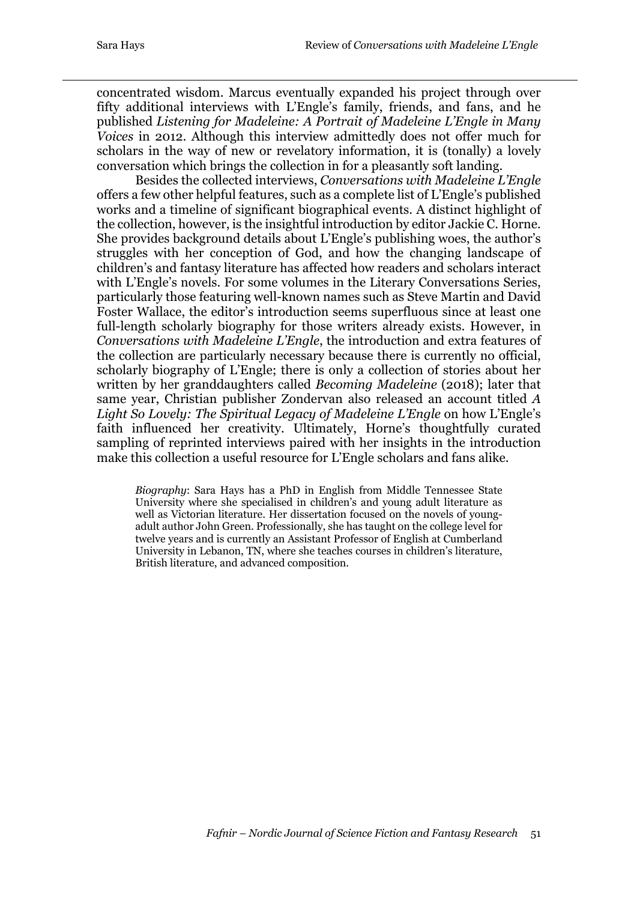concentrated wisdom. Marcus eventually expanded his project through over fifty additional interviews with L'Engle's family, friends, and fans, and he published *Listening for Madeleine: A Portrait of Madeleine L'Engle in Many Voices* in 2012. Although this interview admittedly does not offer much for scholars in the way of new or revelatory information, it is (tonally) a lovely conversation which brings the collection in for a pleasantly soft landing.

Besides the collected interviews, *Conversations with Madeleine L'Engle* offers a few other helpful features, such as a complete list of L'Engle's published works and a timeline of significant biographical events. A distinct highlight of the collection, however, is the insightful introduction by editor Jackie C. Horne. She provides background details about L'Engle's publishing woes, the author's struggles with her conception of God, and how the changing landscape of children's and fantasy literature has affected how readers and scholars interact with L'Engle's novels. For some volumes in the Literary Conversations Series, particularly those featuring well-known names such as Steve Martin and David Foster Wallace, the editor's introduction seems superfluous since at least one full-length scholarly biography for those writers already exists. However, in *Conversations with Madeleine L'Engle*, the introduction and extra features of the collection are particularly necessary because there is currently no official, scholarly biography of L'Engle; there is only a collection of stories about her written by her granddaughters called *Becoming Madeleine* (2018); later that same year, Christian publisher Zondervan also released an account titled *A Light So Lovely: The Spiritual Legacy of Madeleine L'Engle* on how L'Engle's faith influenced her creativity. Ultimately, Horne's thoughtfully curated sampling of reprinted interviews paired with her insights in the introduction make this collection a useful resource for L'Engle scholars and fans alike.

*Biography*: Sara Hays has a PhD in English from Middle Tennessee State University where she specialised in children's and young adult literature as well as Victorian literature. Her dissertation focused on the novels of young-adult author John Green. Professionally, she has taught on the college level for twelve years and is currently an Assistant Professor of English at Cumberland University in Lebanon, TN, where she teaches courses in children's literature, British literature, and advanced composition.